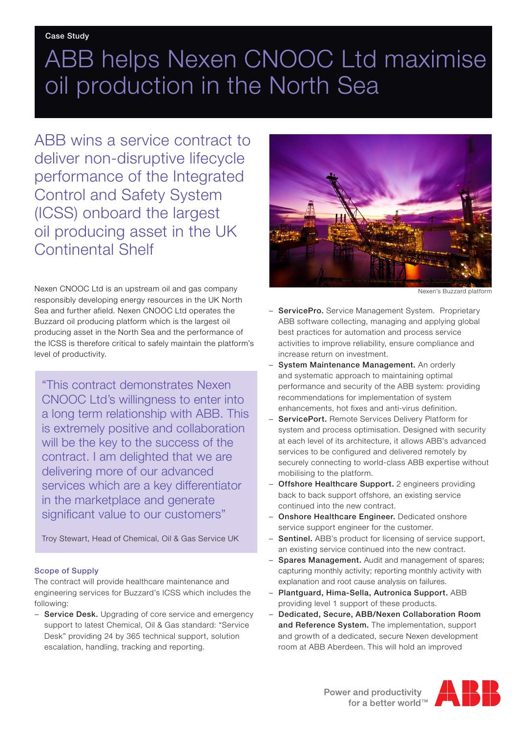Case Study

# ABB helps Nexen CNOOC Ltd maximise oil production in the North Sea

## ABB wins a service contract to deliver non-disruptive lifecycle performance of the Integrated Control and Safety System (ICSS) onboard the largest oil producing asset in the UK Continental Shelf

Nexen CNOOC Ltd is an upstream oil and gas company responsibly developing energy resources in the UK North Sea and further afield. Nexen CNOOC Ltd operates the Buzzard oil producing platform which is the largest oil producing asset in the North Sea and the performance of the ICSS is therefore critical to safely maintain the platform's level of productivity.

> "This contract demonstrates Nexen CNOOC Ltd's willingness to enter into a long term relationship with ABB. This is extremely positive and collaboration will be the key to the success of the contract. I am delighted that we are delivering more of our advanced services which are a key differentiator in the marketplace and generate significant value to our customers"
>
> Troy Stewart, Head of Chemical, Oil & Gas Service UK

### Scope of Supply

The contract will provide healthcare maintenance and engineering services for Buzzard's ICSS which includes the following:

- **Service Desk.** Upgrading of core service and emergency support to latest Chemical, Oil & Gas standard: "Service Desk" providing 24 by 365 technical support, solution escalation, handling, tracking and reporting.

Nexen's Buzzard platform

- **ServicePro.** Service Management System. Proprietary ABB software collecting, managing and applying global best practices for automation and process service activities to improve reliability, ensure compliance and increase return on investment.
- **System Maintenance Management.** An orderly and systematic approach to maintaining optimal performance and security of the ABB system: providing recommendations for implementation of system enhancements, hot fixes and anti-virus definition.
- **ServicePort.** Remote Services Delivery Platform for system and process optimisation. Designed with security at each level of its architecture, it allows ABB's advanced services to be configured and delivered remotely by securely connecting to world-class ABB expertise without mobilising to the platform.
- **Offshore Healthcare Support.** 2 engineers providing back to back support offshore, an existing service continued into the new contract.
- **Onshore Healthcare Engineer.** Dedicated onshore service support engineer for the customer.
- **Sentinel.** ABB's product for licensing of service support, an existing service continued into the new contract.
- **Spares Management.** Audit and management of spares; capturing monthly activity; reporting monthly activity with explanation and root cause analysis on failures.
- **Plantguard, Hima-Sella, Autronica Support.** ABB providing level 1 support of these products.
- **Dedicated, Secure, ABB/Nexen Collaboration Room and Reference System.** The implementation, support and growth of a dedicated, secure Nexen development room at ABB Aberdeen. This will hold an improved

Power and productivity for a better world™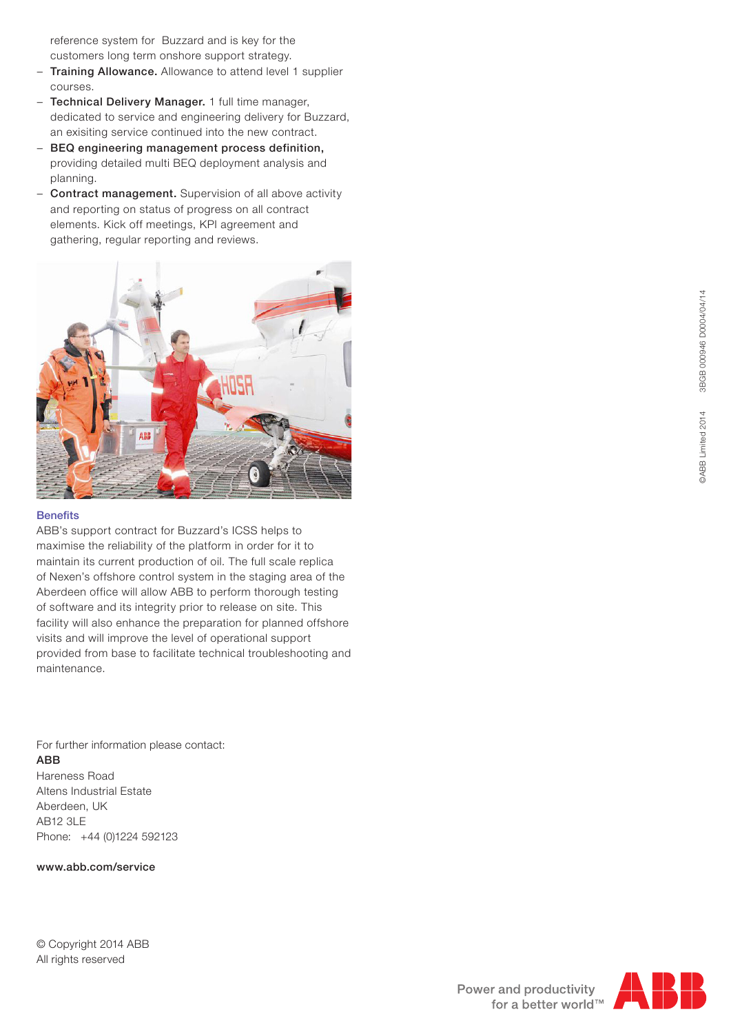reference system for Buzzard and is key for the customers long term onshore support strategy.

- **Training Allowance.** Allowance to attend level 1 supplier courses.
- **Technical Delivery Manager.** 1 full time manager, dedicated to service and engineering delivery for Buzzard, an exisiting service continued into the new contract.
- **BEQ engineering management process definition,** providing detailed multi BEQ deployment analysis and planning.
- **Contract management.** Supervision of all above activity and reporting on status of progress on all contract elements. Kick off meetings, KPI agreement and gathering, regular reporting and reviews.

## Benefits

ABB's support contract for Buzzard's ICSS helps to maximise the reliability of the platform in order for it to maintain its current production of oil. The full scale replica of Nexen's offshore control system in the staging area of the Aberdeen office will allow ABB to perform thorough testing of software and its integrity prior to release on site. This facility will also enhance the preparation for planned offshore visits and will improve the level of operational support provided from base to facilitate technical troubleshooting and maintenance.

For further information please contact:
**ABB**
Hareness Road
Altens Industrial Estate
Aberdeen, UK
AB12 3LE
Phone: +44 (0)1224 592123

**www.abb.com/service**

© Copyright 2014 ABB
All rights reserved

©ABB Limited 2014 3BGB 000946 D0004/04/14

Power and productivity
for a better world™